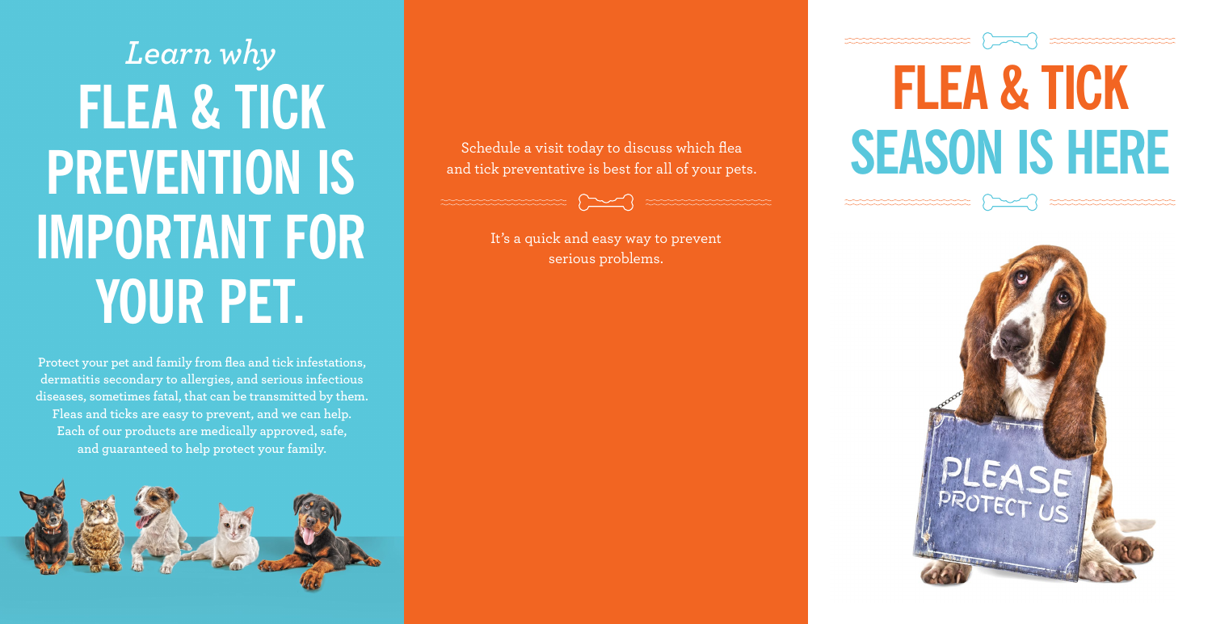*Learn why*

# FLEA & TICK PREVENTION IS IMPORTANT FOR YOUR PET.

**Protect your pet and family from flea and tick infestations, dermatitis secondary to allergies, and serious infectious diseases, sometimes fatal, that can be transmitted by them. Fleas and ticks are easy to prevent, and we can help. Each of our products are medically approved, safe, and guaranteed to help protect your family.**

Schedule a visit today to discuss which flea and tick preventative is best for all of your pets.

It's a quick and easy way to prevent serious problems.

# FLEA & TICK SEASON IS HERE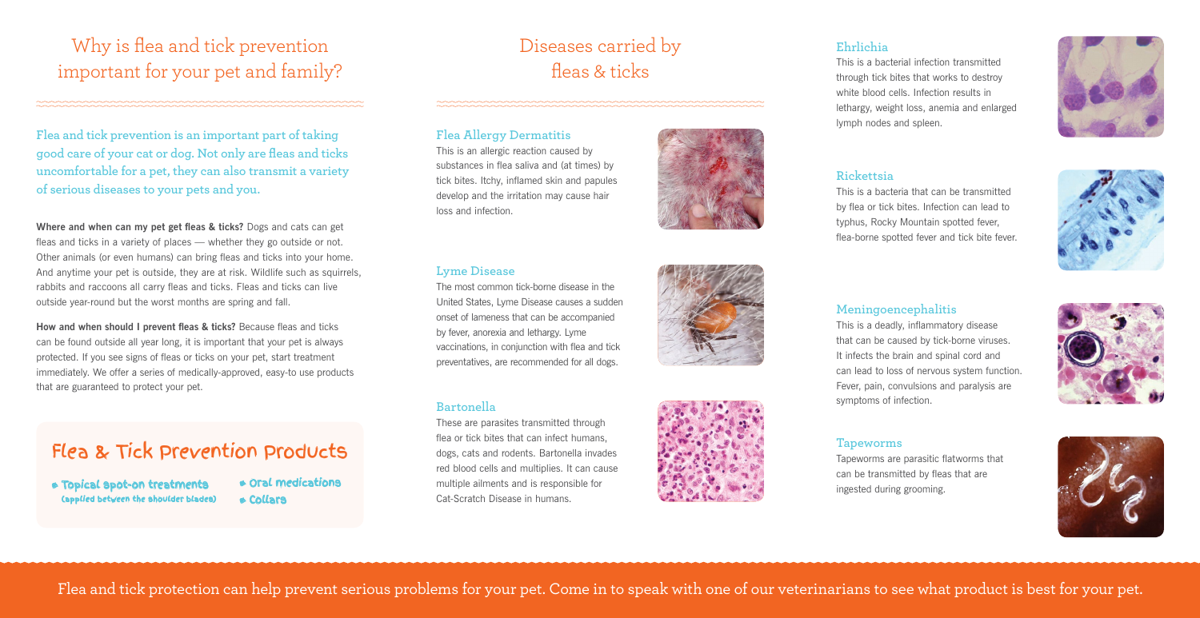## Why is flea and tick prevention important for your pet and family?

**Flea and tick prevention is an important part of taking good care of your cat or dog. Not only are fleas and ticks uncomfortable for a pet, they can also transmit a variety of serious diseases to your pets and you.**

**Where and when can my pet get fleas & ticks?** Dogs and cats can get fleas and ticks in a variety of places — whether they go outside or not. Other animals (or even humans) can bring fleas and ticks into your home. And anytime your pet is outside, they are at risk. Wildlife such as squirrels, rabbits and raccoons all carry fleas and ticks. Fleas and ticks can live outside year-round but the worst months are spring and fall.

**How and when should I prevent fleas & ticks?** Because fleas and ticks can be found outside all year long, it is important that your pet is always protected. If you see signs of fleas or ticks on your pet, start treatment immediately. We offer a series of medically-approved, easy-to use products that are guaranteed to protect your pet.

## Flea & Tick Prevention Products

- Topical spot-on treatments (applied between the shoulder blades)
- Oral medications
- Collars

## Diseases carried by fleas & ticks

### Flea Allergy Dermatitis

This is an allergic reaction caused by substances in flea saliva and (at times) by tick bites. Itchy, inflamed skin and papules develop and the irritation may cause hair loss and infection.

### Lyme Disease

The most common tick-borne disease in the United States, Lyme Disease causes a sudden onset of lameness that can be accompanied by fever, anorexia and lethargy. Lyme vaccinations, in conjunction with flea and tick preventatives, are recommended for all dogs.

### Bartonella

These are parasites transmitted through flea or tick bites that can infect humans, dogs, cats and rodents. Bartonella invades red blood cells and multiplies. It can cause multiple ailments and is responsible for Cat-Scratch Disease in humans.

### Ehrlichia

This is a bacterial infection transmitted through tick bites that works to destroy white blood cells. Infection results in lethargy, weight loss, anemia and enlarged lymph nodes and spleen.

### Rickettsia

This is a bacteria that can be transmitted by flea or tick bites. Infection can lead to typhus, Rocky Mountain spotted fever, flea-borne spotted fever and tick bite fever.

### Meningoencephalitis

This is a deadly, inflammatory disease that can be caused by tick-borne viruses. It infects the brain and spinal cord and can lead to loss of nervous system function. Fever, pain, convulsions and paralysis are symptoms of infection.

### Tapeworms

Tapeworms are parasitic flatworms that can be transmitted by fleas that are ingested during grooming.

Flea and tick protection can help prevent serious problems for your pet. Come in to speak with one of our veterinarians to see what product is best for your pet.